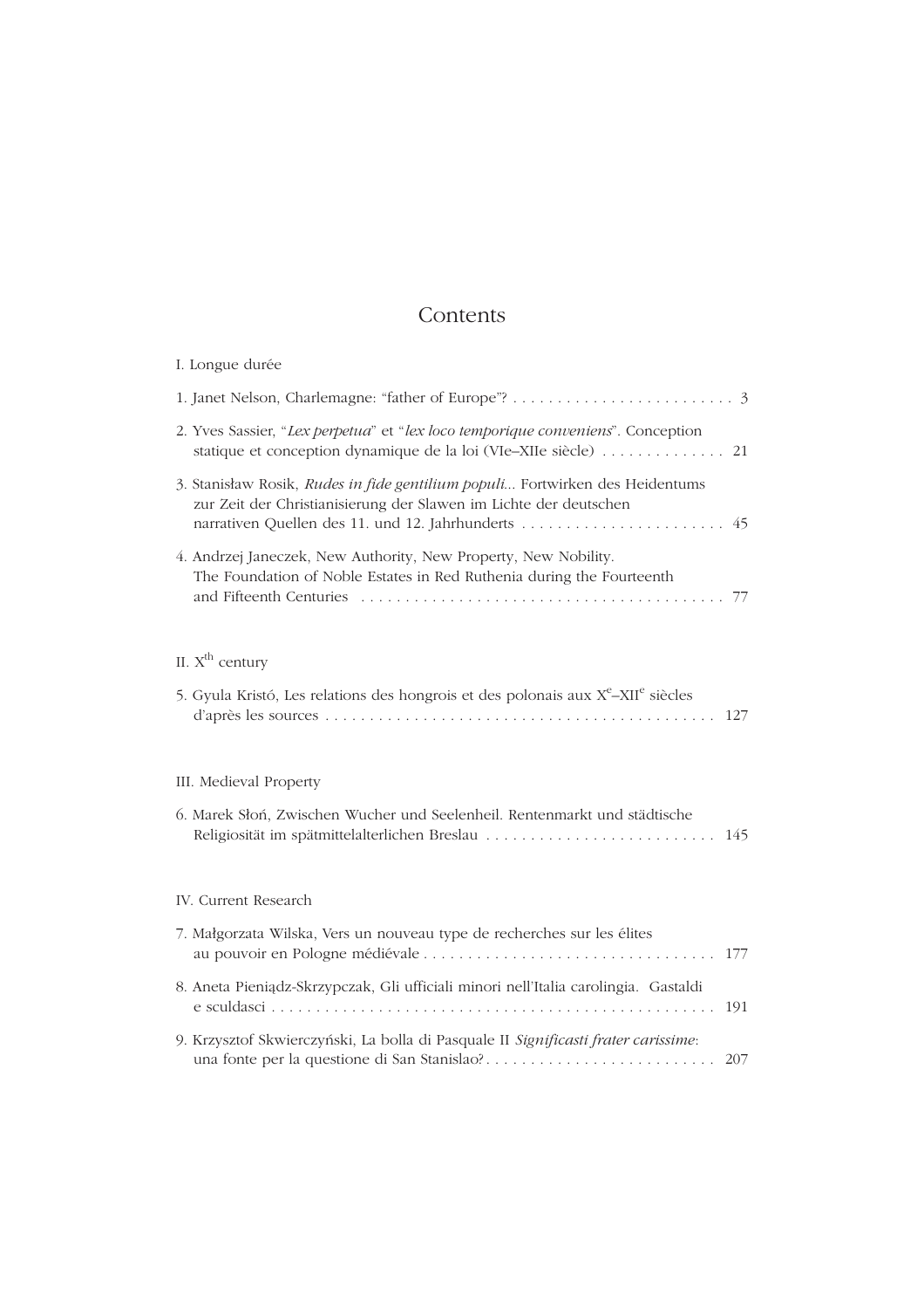# Contents

I. Longue durée

1. Janet Nelson, Charlemagne: "father of Europe"? . . . . . . . . . . . . . . . . . . . . . . . . . 3

2. Yves Sassier, "*Lex perpetua*" et "*lex loco temporique conveniens*". Conception statique et conception dynamique de la loi (VIe–XIIe siècle) . . . . . . . . . . . . . . 21

3. Stanisław Rosik, *Rudes in fide gentilium populi...* Fortwirken des Heidentums zur Zeit der Christianisierung der Slawen im Lichte der deutschen narrativen Quellen des 11. und 12. Jahrhunderts . . . . . . . . . . . . . . . . . . . . . . . . 45

4. Andrzej Janeczek, New Authority, New Property, New Nobility. The Foundation of Noble Estates in Red Ruthenia during the Fourteenth and Fifteenth Centuries . . . . . . . . . . . . . . . . . . . . . . . . . . . . . . . . . . . . . . . . . 77

II. X^th^ century

5. Gyula Kristó, Les relations des hongrois et des polonais aux X^e^–XII^e^ siècles d'après les sources . . . . . . . . . . . . . . . . . . . . . . . . . . . . . . . . . . . . . . . . . . . . 127

III. Medieval Property

6. Marek Słoń, Zwischen Wucher und Seelenheil. Rentenmarkt und städtische Religiosität im spätmittelalterlichen Breslau . . . . . . . . . . . . . . . . . . . . . . . . . . 145

IV. Current Research

7. Małgorzata Wilska, Vers un nouveau type de recherches sur les élites au pouvoir en Pologne médiévale . . . . . . . . . . . . . . . . . . . . . . . . . . . . . . . . . 177

8. Aneta Pieniądz-Skrzypczak, Gli ufficiali minori nell'Italia carolingia. Gastaldi e sculdasci . . . . . . . . . . . . . . . . . . . . . . . . . . . . . . . . . . . . . . . . . . . . . . . . . . 191

9. Krzysztof Skwierczyński, La bolla di Pasquale II *Significasti frater carissime*: una fonte per la questione di San Stanislao? . . . . . . . . . . . . . . . . . . . . . . . . . . 207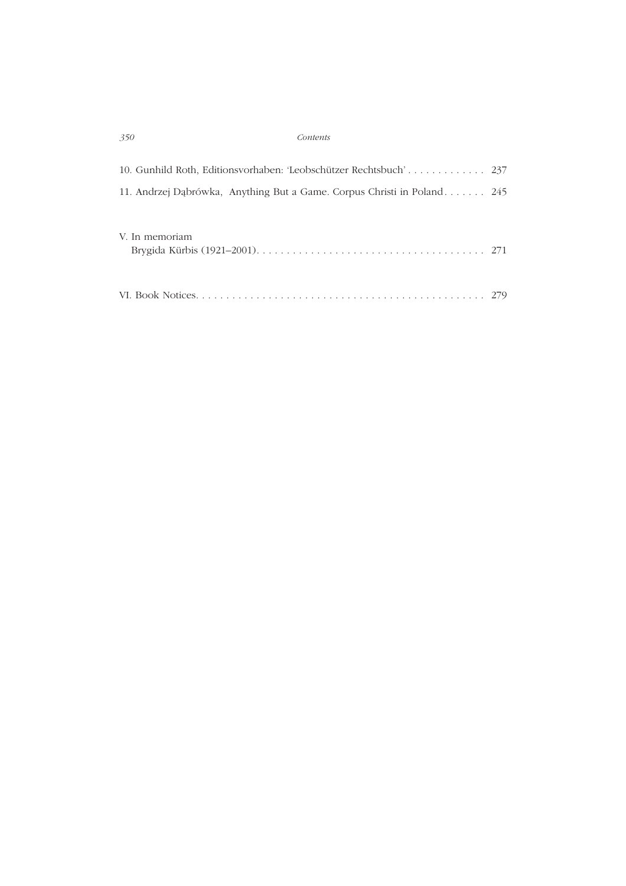10. Gunhild Roth, Editionsvorhaben: 'Leobschützer Rechtsbuch' . . . . . . . . . . . . . 237

11. Andrzej Dąbrówka, Anything But a Game. Corpus Christi in Poland . . . . . . . 245

V. In memoriam
Brygida Kürbis (1921–2001). . . . . . . . . . . . . . . . . . . . . . . . . . . . . . . . . . . . . . . 271

VI. Book Notices. . . . . . . . . . . . . . . . . . . . . . . . . . . . . . . . . . . . . . . . . . . . . . . . . 279